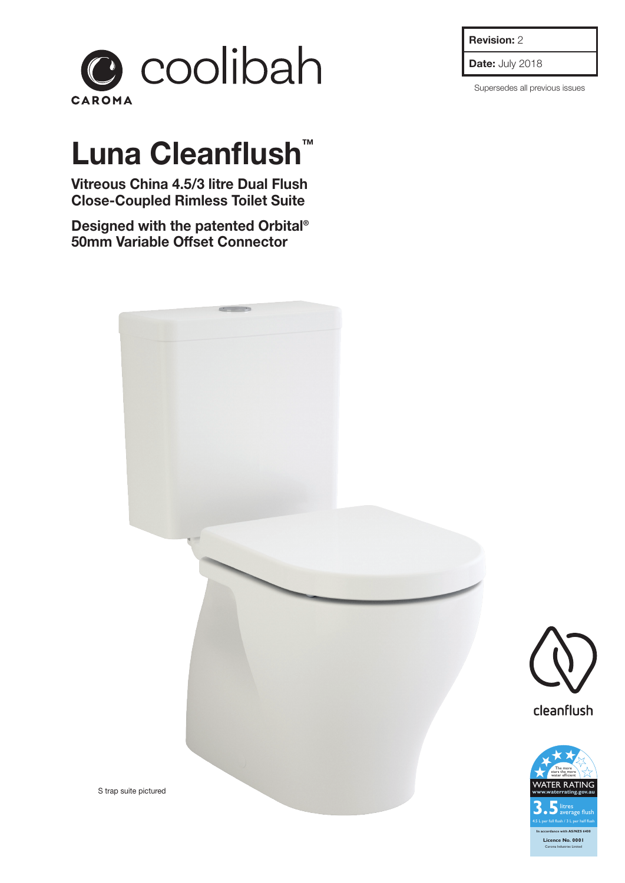coolibah

CAROMA

| **Revision:** 2 |
| --- |
| **Date:** July 2018 |

Supersedes all previous issues

# Luna Cleanflush™

**Vitreous China 4.5/3 litre Dual Flush Close-Coupled Rimless Toilet Suite**

**Designed with the patented Orbital® 50mm Variable Offset Connector**

S trap suite pictured

cleanflush

WATER RATING
www.waterrating.gov.au

The more stars the more water efficient

3.5 litres average flush

4.5 L per full flush / 3 L per half flush

In accordance with AS/NZS 6400

Licence No. 0001

Caroma Industries Limited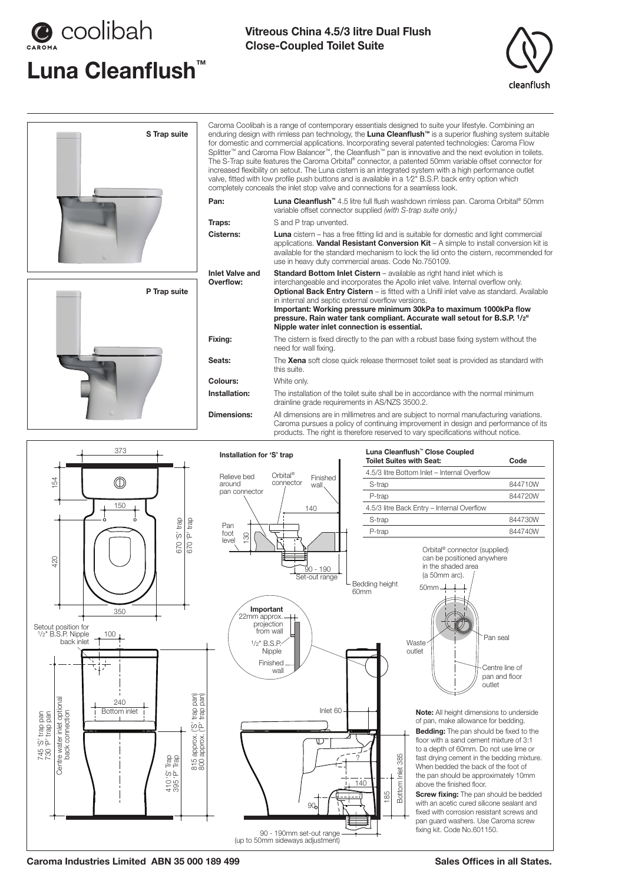# Luna Cleanflush™

**Vitreous China 4.5/3 litre Dual Flush Close-Coupled Toilet Suite**

cleanflush

S Trap suite

P Trap suite

Caroma Coolibah is a range of contemporary essentials designed to suite your lifestyle. Combining an enduring design with rimless pan technology, the **Luna Cleanflush™** is a superior flushing system suitable for domestic and commercial applications. Incorporating several patented technologies: Caroma Flow Splitter™ and Caroma Flow Balancer™, the Cleanflush™ pan is innovative and the next evolution in toilets. The S-Trap suite features the Caroma Orbital® connector, a patented 50mm variable offset connector for increased flexibility on setout. The Luna cistern is an integrated system with a high performance outlet valve, fitted with low profile push buttons and is available in a 1⁄2" B.S.P. back entry option which completely conceals the inlet stop valve and connections for a seamless look.

| | |
|---|---|
| **Pan:** | **Luna Cleanflush™** 4.5 litre full flush washdown rimless pan. Caroma Orbital® 50mm variable offset connector supplied *(with S-trap suite only.)* |
| **Traps:** | S and P trap unvented. |
| **Cisterns:** | **Luna** cistern – has a free fitting lid and is suitable for domestic and light commercial applications. **Vandal Resistant Conversion Kit** – A simple to install conversion kit is available for the standard mechanism to lock the lid onto the cistern, recommended for use in heavy duty commercial areas. Code No.750109. |
| **Inlet Valve and Overflow:** | **Standard Bottom Inlet Cistern** – available as right hand inlet which is interchangeable and incorporates the Apollo inlet valve. Internal overflow only. **Optional Back Entry Cistern** – is fitted with a Unifil inlet valve as standard. Available in internal and septic external overflow versions. **Important: Working pressure minimum 30kPa to maximum 1000kPa flow pressure. Rain water tank compliant. Accurate wall setout for B.S.P. 1/2" Nipple water inlet connection is essential.** |
| **Fixing:** | The cistern is fixed directly to the pan with a robust base fixing system without the need for wall fixing. |
| **Seats:** | The **Xena** soft close quick release thermoset toilet seat is provided as standard with this suite. |
| **Colours:** | White only. |
| **Installation:** | The installation of the toilet suite shall be in accordance with the normal minimum drainline grade requirements in AS/NZS 3500.2. |
| **Dimensions:** | All dimensions are in millimetres and are subject to normal manufacturing variations. Caroma pursues a policy of continuing improvement in design and performance of its products. The right is therefore reserved to vary specifications without notice. |

373
154
150
420
670 'S' trap
670 'P' trap
350
Setout position for 1/2" B.S.P. Nipple back inlet
100
240
Bottom inlet
745 'S' trap pan
730 'P' trap pan
Centre water inlet optional back connection
410 'S' Trap
395 'P' Trap
815 approx. ('S' trap pan)
800 approx. ('P' trap pan)

**Installation for 'S' trap**

Relieve bed around pan connector
Orbital® connector
Finished wall
140
Pan foot level
130
90 - 190
Set-out range
Bedding height 60mm

**Important**
22mm approx. projection from wall
1/2" B.S.P. Nipple
Finished wall

Inlet 60
140
185
Bottom Inlet 385
90
90 - 190mm set-out range (up to 50mm sideways adjustment)

| **Luna Cleanflush™ Close Coupled Toilet Suites with Seat:** | **Code** |
|---|---|
| 4.5/3 litre Bottom Inlet – Internal Overflow | |
| S-trap | 844710W |
| P-trap | 844720W |
| 4.5/3 litre Back Entry – Internal Overflow | |
| S-trap | 844730W |
| P-trap | 844740W |

Orbital® connector (supplied) can be positioned anywhere in the shaded area (a 50mm arc).
50mm
Pan seal
Waste outlet
Centre line of pan and floor outlet

**Note:** All height dimensions to underside of pan, make allowance for bedding.

**Bedding:** The pan should be fixed to the floor with a sand cement mixture of 3:1 to a depth of 60mm. Do not use lime or fast drying cement in the bedding mixture. When bedded the back of the foot of the pan should be approximately 10mm above the finished floor.

**Screw fixing:** The pan should be bedded with an acetic cured silicone sealant and fixed with corrosion resistant screws and pan guard washers. Use Caroma screw fixing kit. Code No.601150.

**Caroma Industries Limited ABN 35 000 189 499** **Sales Offices in all States.**